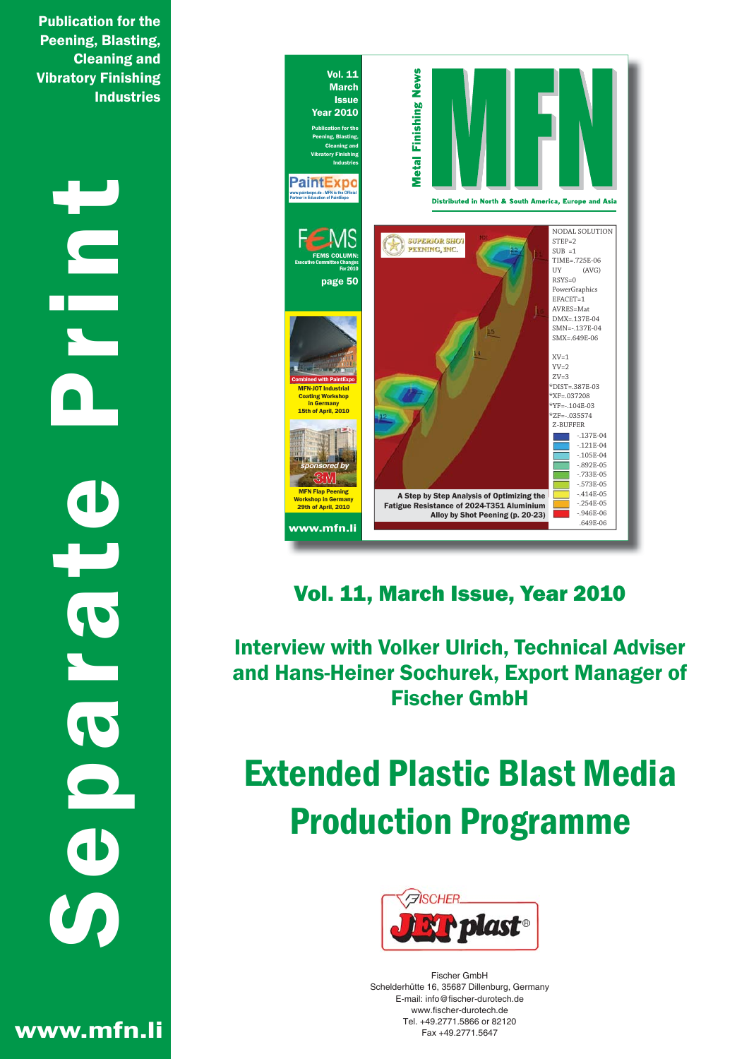Publication for the Peening, Blasting, Cleaning and Vibratory Finishing Industries

# Separate Print

## Vol. 11, March Issue, Year 2010

## Interview with Volker Ulrich, Technical Adviser and Hans-Heiner Sochurek, Export Manager of Fischer GmbH

# Extended Plastic Blast Media Production Programme

FISCHER JET plast®

Fischer GmbH
Schelderhütte 16, 35687 Dillenburg, Germany
E-mail: info@fischer-durotech.de
www.fischer-durotech.de
Tel. +49.2771.5866 or 82120
Fax +49.2771.5647

www.mfn.li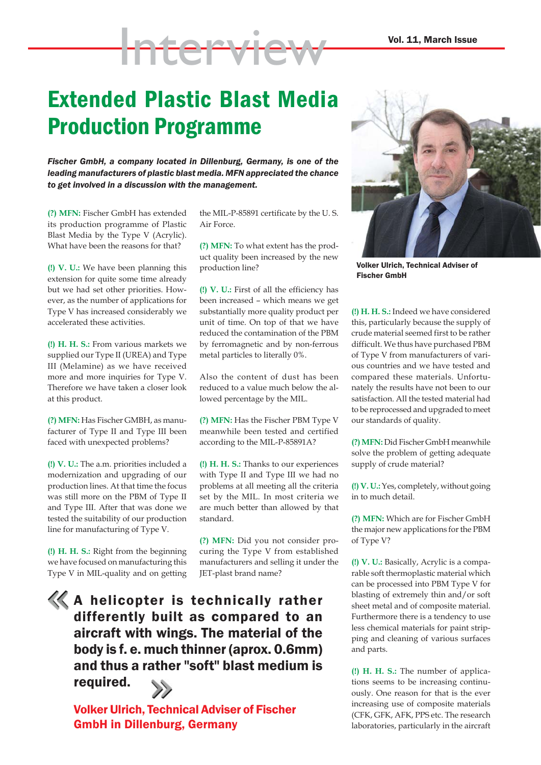Interview

# Extended Plastic Blast Media Production Programme

***Fischer GmbH, a company located in Dillenburg, Germany, is one of the leading manufacturers of plastic blast media. MFN appreciated the chance to get involved in a discussion with the management.***

**(?) MFN:** Fischer GmbH has extended its production programme of Plastic Blast Media by the Type V (Acrylic). What have been the reasons for that?

**(!) V. U.:** We have been planning this extension for quite some time already but we had set other priorities. However, as the number of applications for Type V has increased considerably we accelerated these activities.

**(!) H. H. S.:** From various markets we supplied our Type II (UREA) and Type III (Melamine) as we have received more and more inquiries for Type V. Therefore we have taken a closer look at this product.

**(?) MFN:** Has Fischer GMBH, as manufacturer of Type II and Type III been faced with unexpected problems?

**(!) V. U.:** The a.m. priorities included a modernization and upgrading of our production lines. At that time the focus was still more on the PBM of Type II and Type III. After that was done we tested the suitability of our production line for manufacturing of Type V.

**(!) H. H. S.:** Right from the beginning we have focused on manufacturing this Type V in MIL-quality and on getting the MIL-P-85891 certificate by the U. S. Air Force.

**(?) MFN:** To what extent has the product quality been increased by the new production line?

**(!) V. U.:** First of all the efficiency has been increased – which means we get substantially more quality product per unit of time. On top of that we have reduced the contamination of the PBM by ferromagnetic and by non-ferrous metal particles to literally 0%.

Also the content of dust has been reduced to a value much below the allowed percentage by the MIL.

**(?) MFN:** Has the Fischer PBM Type V meanwhile been tested and certified according to the MIL-P-85891A?

**(!) H. H. S.:** Thanks to our experiences with Type II and Type III we had no problems at all meeting all the criteria set by the MIL. In most criteria we are much better than allowed by that standard.

**(?) MFN:** Did you not consider procuring the Type V from established manufacturers and selling it under the JET-plast brand name?

> **A helicopter is technically rather differently built as compared to an aircraft with wings. The material of the body is f. e. much thinner (aprox. 0.6mm) and thus a rather "soft" blast medium is required.**
>
> **Volker Ulrich, Technical Adviser of Fischer GmbH in Dillenburg, Germany**

Volker Ulrich, Technical Adviser of Fischer GmbH

**(!) H. H. S.:** Indeed we have considered this, particularly because the supply of crude material seemed first to be rather difficult. We thus have purchased PBM of Type V from manufacturers of various countries and we have tested and compared these materials. Unfortunately the results have not been to our satisfaction. All the tested material had to be reprocessed and upgraded to meet our standards of quality.

**(?) MFN:** Did Fischer GmbH meanwhile solve the problem of getting adequate supply of crude material?

**(!) V. U.:** Yes, completely, without going in to much detail.

**(?) MFN:** Which are for Fischer GmbH the major new applications for the PBM of Type V?

**(!) V. U.:** Basically, Acrylic is a comparable soft thermoplastic material which can be processed into PBM Type V for blasting of extremely thin and/or soft sheet metal and of composite material. Furthermore there is a tendency to use less chemical materials for paint stripping and cleaning of various surfaces and parts.

**(!) H. H. S.:** The number of applications seems to be increasing continuously. One reason for that is the ever increasing use of composite materials (CFK, GFK, AFK, PPS etc. The research laboratories, particularly in the aircraft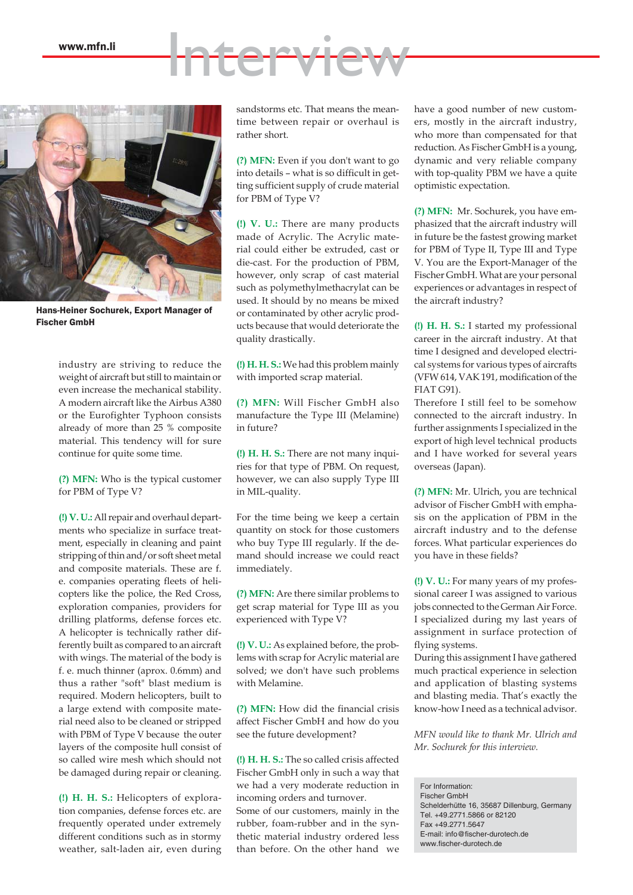# Interview

Hans-Heiner Sochurek, Export Manager of Fischer GmbH

industry are striving to reduce the weight of aircraft but still to maintain or even increase the mechanical stability. A modern aircraft like the Airbus A380 or the Eurofighter Typhoon consists already of more than 25 % composite material. This tendency will for sure continue for quite some time.

**(?) MFN:** Who is the typical customer for PBM of Type V?

**(!) V. U.:** All repair and overhaul departments who specialize in surface treatment, especially in cleaning and paint stripping of thin and/or soft sheet metal and composite materials. These are f. e. companies operating fleets of helicopters like the police, the Red Cross, exploration companies, providers for drilling platforms, defense forces etc. A helicopter is technically rather differently built as compared to an aircraft with wings. The material of the body is f. e. much thinner (aprox. 0.6mm) and thus a rather "soft" blast medium is required. Modern helicopters, built to a large extend with composite material need also to be cleaned or stripped with PBM of Type V because the outer layers of the composite hull consist of so called wire mesh which should not be damaged during repair or cleaning.

**(!) H. H. S.:** Helicopters of exploration companies, defense forces etc. are frequently operated under extremely different conditions such as in stormy weather, salt-laden air, even during sandstorms etc. That means the meantime between repair or overhaul is rather short.

**(?) MFN:** Even if you don't want to go into details – what is so difficult in getting sufficient supply of crude material for PBM of Type V?

**(!) V. U.:** There are many products made of Acrylic. The Acrylic material could either be extruded, cast or die-cast. For the production of PBM, however, only scrap of cast material such as polymethylmethacrylat can be used. It should by no means be mixed or contaminated by other acrylic products because that would deteriorate the quality drastically.

**(!) H. H. S.:** We had this problem mainly with imported scrap material.

**(?) MFN:** Will Fischer GmbH also manufacture the Type III (Melamine) in future?

**(!) H. H. S.:** There are not many inquiries for that type of PBM. On request, however, we can also supply Type III in MIL-quality.

For the time being we keep a certain quantity on stock for those customers who buy Type III regularly. If the demand should increase we could react immediately.

**(?) MFN:** Are there similar problems to get scrap material for Type III as you experienced with Type V?

**(!) V. U.:** As explained before, the problems with scrap for Acrylic material are solved; we don't have such problems with Melamine.

**(?) MFN:** How did the financial crisis affect Fischer GmbH and how do you see the future development?

**(!) H. H. S.:** The so called crisis affected Fischer GmbH only in such a way that we had a very moderate reduction in incoming orders and turnover.
Some of our customers, mainly in the rubber, foam-rubber and in the synthetic material industry ordered less than before. On the other hand we have a good number of new customers, mostly in the aircraft industry, who more than compensated for that reduction. As Fischer GmbH is a young, dynamic and very reliable company with top-quality PBM we have a quite optimistic expectation.

**(?) MFN:** Mr. Sochurek, you have emphasized that the aircraft industry will in future be the fastest growing market for PBM of Type II, Type III and Type V. You are the Export-Manager of the Fischer GmbH. What are your personal experiences or advantages in respect of the aircraft industry?

**(!) H. H. S.:** I started my professional career in the aircraft industry. At that time I designed and developed electrical systems for various types of aircrafts (VFW 614, VAK 191, modification of the FIAT G91).
Therefore I still feel to be somehow connected to the aircraft industry. In further assignments I specialized in the export of high level technical products and I have worked for several years overseas (Japan).

**(?) MFN:** Mr. Ulrich, you are technical advisor of Fischer GmbH with emphasis on the application of PBM in the aircraft industry and to the defense forces. What particular experiences do you have in these fields?

**(!) V. U.:** For many years of my professional career I was assigned to various jobs connected to the German Air Force. I specialized during my last years of assignment in surface protection of flying systems.
During this assignment I have gathered much practical experience in selection and application of blasting systems and blasting media. That's exactly the know-how I need as a technical advisor.

*MFN would like to thank Mr. Ulrich and Mr. Sochurek for this interview.*

For Information:
Fischer GmbH
Schelderhütte 16, 35687 Dillenburg, Germany
Tel. +49.2771.5866 or 82120
Fax +49.2771.5647
E-mail: info@fischer-durotech.de
www.fischer-durotech.de